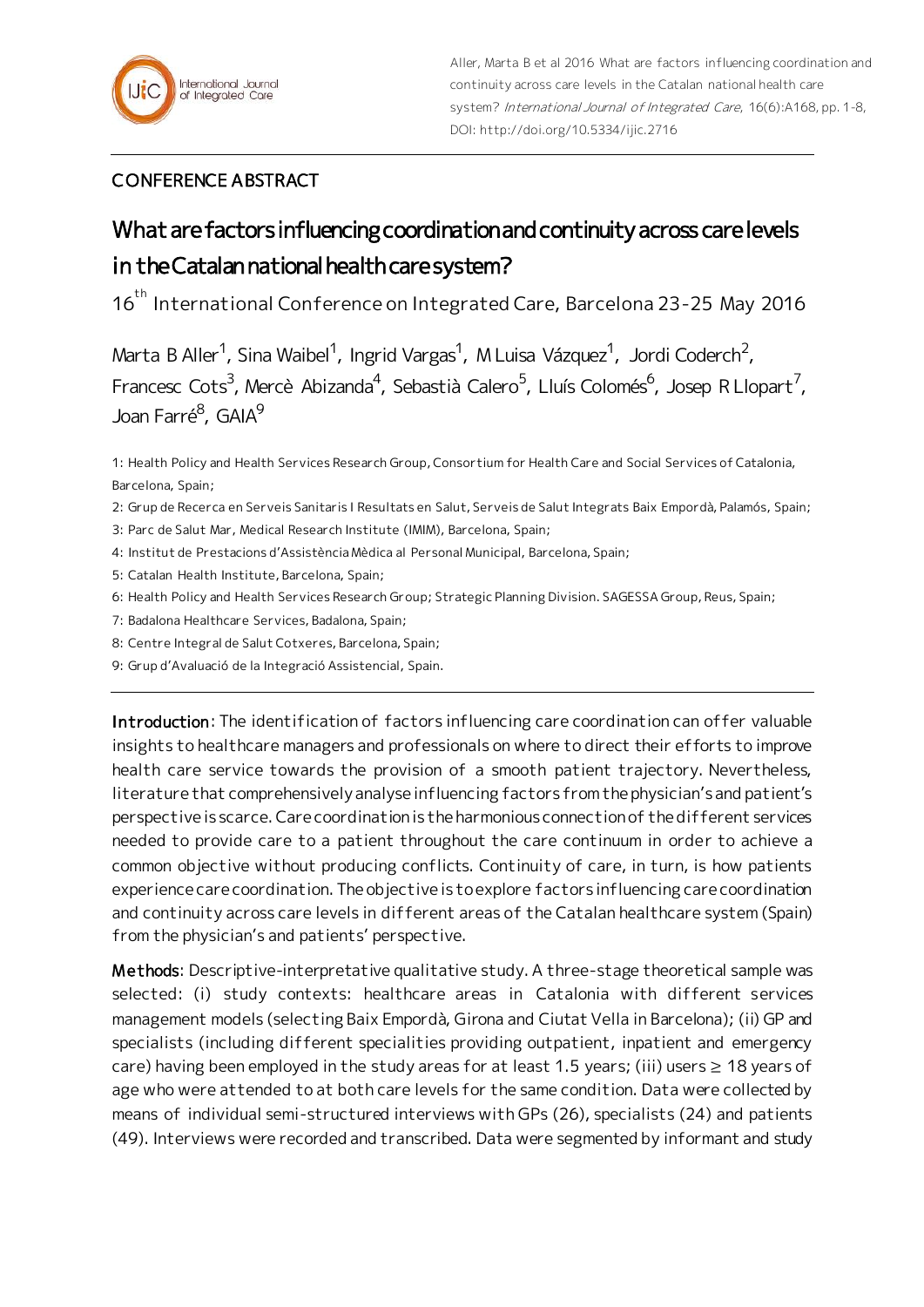Aller, Marta B et al 2016 What are factors influencing coordination and continuity across care levels in the Catalan national health care system? *International Journal of Integrated Care*, 16(6):A168, pp. 1-8, DOI: http://doi.org/10.5334/ijic.2716

CONFERENCE ABSTRACT

# What are factors influencing coordination and continuity across care levels in the Catalan national health care system?

16th International Conference on Integrated Care, Barcelona 23-25 May 2016

Marta B Aller[1], Sina Waibel[1], Ingrid Vargas[1], M Luisa Vázquez[1], Jordi Coderch[2], Francesc Cots[3], Mercè Abizanda[4], Sebastià Calero[5], Lluís Colomés[6], Josep R Llopart[7], Joan Farré[8], GAIA[9]

1: Health Policy and Health Services Research Group, Consortium for Health Care and Social Services of Catalonia, Barcelona, Spain;

2: Grup de Recerca en Serveis Sanitaris I Resultats en Salut, Serveis de Salut Integrats Baix Empordà, Palamós, Spain;

3: Parc de Salut Mar, Medical Research Institute (IMIM), Barcelona, Spain;

4: Institut de Prestacions d'Assistència Mèdica al Personal Municipal, Barcelona, Spain;

5: Catalan Health Institute, Barcelona, Spain;

6: Health Policy and Health Services Research Group; Strategic Planning Division. SAGESSA Group, Reus, Spain;

7: Badalona Healthcare Services, Badalona, Spain;

8: Centre Integral de Salut Cotxeres, Barcelona, Spain;

9: Grup d'Avaluació de la Integració Assistencial, Spain.

**Introduction**: The identification of factors influencing care coordination can offer valuable insights to healthcare managers and professionals on where to direct their efforts to improve health care service towards the provision of a smooth patient trajectory. Nevertheless, literature that comprehensively analyse influencing factors from the physician's and patient's perspective is scarce. Care coordination is the harmonious connection of the different services needed to provide care to a patient throughout the care continuum in order to achieve a common objective without producing conflicts. Continuity of care, in turn, is how patients experience care coordination. The objective is to explore factors influencing care coordination and continuity across care levels in different areas of the Catalan healthcare system (Spain) from the physician's and patients' perspective.

**Methods**: Descriptive-interpretative qualitative study. A three-stage theoretical sample was selected: (i) study contexts: healthcare areas in Catalonia with different services management models (selecting Baix Empordà, Girona and Ciutat Vella in Barcelona); (ii) GP and specialists (including different specialities providing outpatient, inpatient and emergency care) having been employed in the study areas for at least 1.5 years; (iii) users ≥ 18 years of age who were attended to at both care levels for the same condition. Data were collected by means of individual semi-structured interviews with GPs (26), specialists (24) and patients (49). Interviews were recorded and transcribed. Data were segmented by informant and study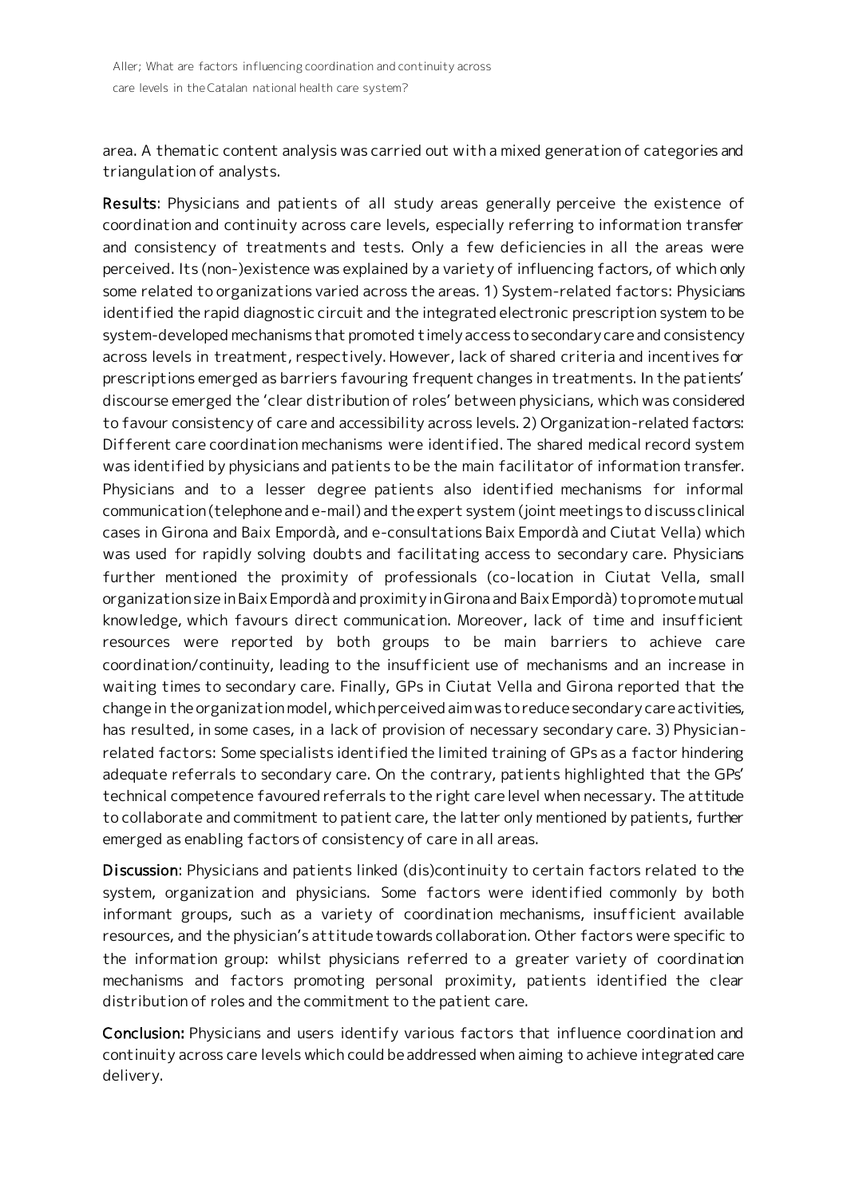area. A thematic content analysis was carried out with a mixed generation of categories and triangulation of analysts.

**Results**: Physicians and patients of all study areas generally perceive the existence of coordination and continuity across care levels, especially referring to information transfer and consistency of treatments and tests. Only a few deficiencies in all the areas were perceived. Its (non-)existence was explained by a variety of influencing factors, of which only some related to organizations varied across the areas. 1) System-related factors: Physicians identified the rapid diagnostic circuit and the integrated electronic prescription system to be system-developed mechanisms that promoted timely access to secondary care and consistency across levels in treatment, respectively. However, lack of shared criteria and incentives for prescriptions emerged as barriers favouring frequent changes in treatments. In the patients' discourse emerged the 'clear distribution of roles' between physicians, which was considered to favour consistency of care and accessibility across levels. 2) Organization-related factors: Different care coordination mechanisms were identified. The shared medical record system was identified by physicians and patients to be the main facilitator of information transfer. Physicians and to a lesser degree patients also identified mechanisms for informal communication (telephone and e-mail) and the expert system (joint meetings to discuss clinical cases in Girona and Baix Empordà, and e-consultations Baix Empordà and Ciutat Vella) which was used for rapidly solving doubts and facilitating access to secondary care. Physicians further mentioned the proximity of professionals (co-location in Ciutat Vella, small organization size in Baix Empordà and proximity in Girona and Baix Empordà) to promote mutual knowledge, which favours direct communication. Moreover, lack of time and insufficient resources were reported by both groups to be main barriers to achieve care coordination/continuity, leading to the insufficient use of mechanisms and an increase in waiting times to secondary care. Finally, GPs in Ciutat Vella and Girona reported that the change in the organization model, which perceived aim was to reduce secondary care activities, has resulted, in some cases, in a lack of provision of necessary secondary care. 3) Physician-related factors: Some specialists identified the limited training of GPs as a factor hindering adequate referrals to secondary care. On the contrary, patients highlighted that the GPs' technical competence favoured referrals to the right care level when necessary. The attitude to collaborate and commitment to patient care, the latter only mentioned by patients, further emerged as enabling factors of consistency of care in all areas.

**Discussion**: Physicians and patients linked (dis)continuity to certain factors related to the system, organization and physicians. Some factors were identified commonly by both informant groups, such as a variety of coordination mechanisms, insufficient available resources, and the physician's attitude towards collaboration. Other factors were specific to the information group: whilst physicians referred to a greater variety of coordination mechanisms and factors promoting personal proximity, patients identified the clear distribution of roles and the commitment to the patient care.

**Conclusion:** Physicians and users identify various factors that influence coordination and continuity across care levels which could be addressed when aiming to achieve integrated care delivery.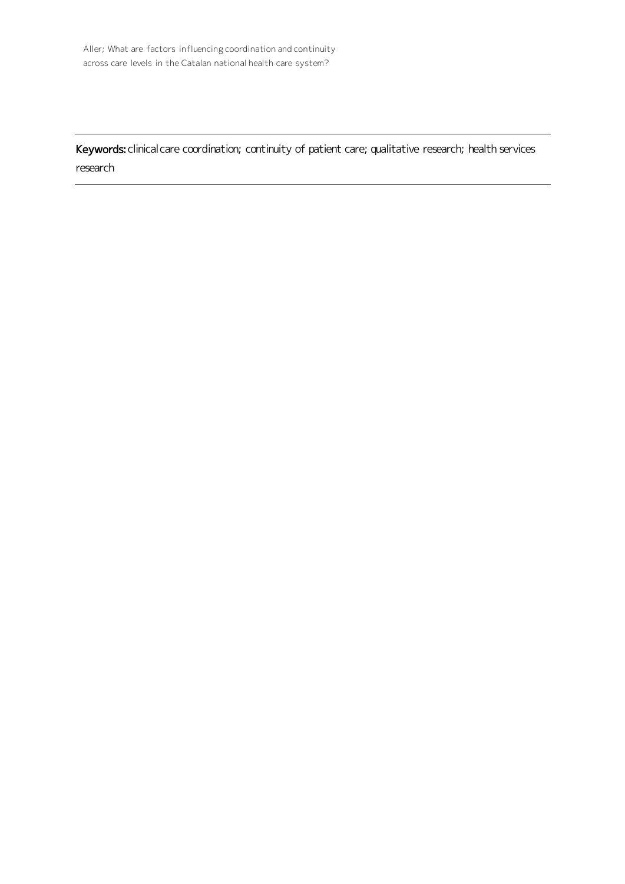**Keywords:** clinical care coordination; continuity of patient care; qualitative research; health services research